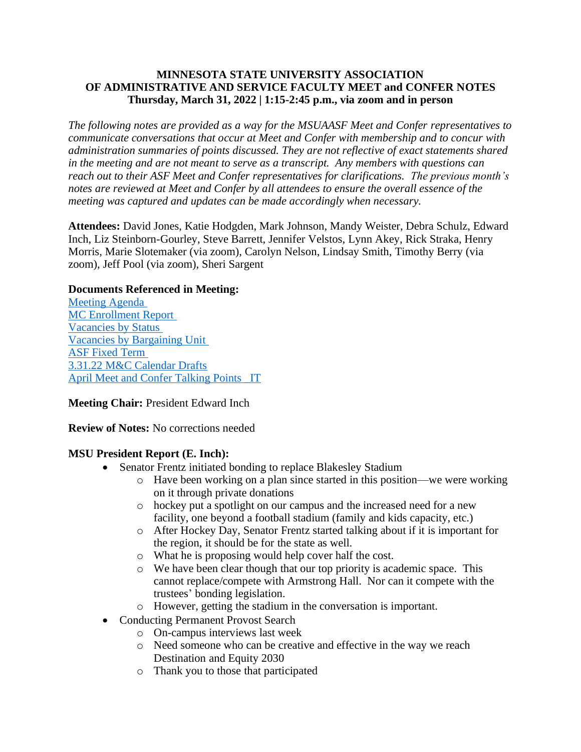# MINNESOTA STATE UNIVERSITY ASSOCIATION OF ADMINISTRATIVE AND SERVICE FACULTY MEET and CONFER NOTES

**Thursday, March 31, 2022 | 1:15-2:45 p.m., via zoom and in person**

*The following notes are provided as a way for the MSUAASF Meet and Confer representatives to communicate conversations that occur at Meet and Confer with membership and to concur with administration summaries of points discussed. They are not reflective of exact statements shared in the meeting and are not meant to serve as a transcript. Any members with questions can reach out to their ASF Meet and Confer representatives for clarifications. The previous month's notes are reviewed at Meet and Confer by all attendees to ensure the overall essence of the meeting was captured and updates can be made accordingly when necessary.*

**Attendees:** David Jones, Katie Hodgden, Mark Johnson, Mandy Weister, Debra Schulz, Edward Inch, Liz Steinborn-Gourley, Steve Barrett, Jennifer Velstos, Lynn Akey, Rick Straka, Henry Morris, Marie Slotemaker (via zoom), Carolyn Nelson, Lindsay Smith, Timothy Berry (via zoom), Jeff Pool (via zoom), Sheri Sargent

**Documents Referenced in Meeting:**

Meeting Agenda
MC Enrollment Report
Vacancies by Status
Vacancies by Bargaining Unit
ASF Fixed Term
3.31.22 M&C Calendar Drafts
April Meet and Confer Talking Points IT

**Meeting Chair:** President Edward Inch

**Review of Notes:** No corrections needed

**MSU President Report (E. Inch):**

- Senator Frentz initiated bonding to replace Blakesley Stadium
  - Have been working on a plan since started in this position—we were working on it through private donations
  - hockey put a spotlight on our campus and the increased need for a new facility, one beyond a football stadium (family and kids capacity, etc.)
  - After Hockey Day, Senator Frentz started talking about if it is important for the region, it should be for the state as well.
  - What he is proposing would help cover half the cost.
  - We have been clear though that our top priority is academic space. This cannot replace/compete with Armstrong Hall. Nor can it compete with the trustees' bonding legislation.
  - However, getting the stadium in the conversation is important.
- Conducting Permanent Provost Search
  - On-campus interviews last week
  - Need someone who can be creative and effective in the way we reach Destination and Equity 2030
  - Thank you to those that participated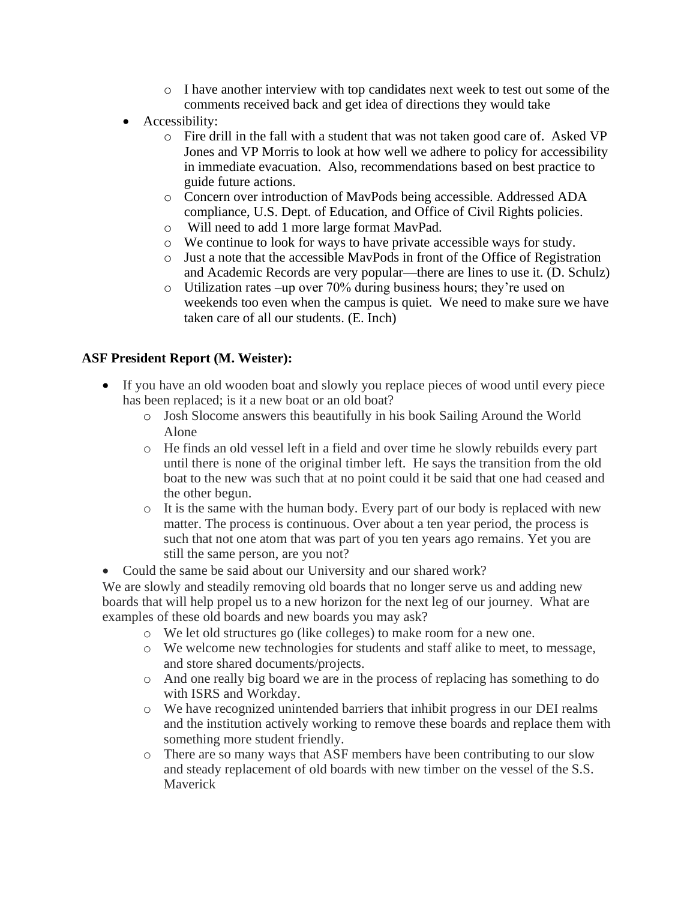- I have another interview with top candidates next week to test out some of the comments received back and get idea of directions they would take
- Accessibility:
    - Fire drill in the fall with a student that was not taken good care of. Asked VP Jones and VP Morris to look at how well we adhere to policy for accessibility in immediate evacuation. Also, recommendations based on best practice to guide future actions.
    - Concern over introduction of MavPods being accessible. Addressed ADA compliance, U.S. Dept. of Education, and Office of Civil Rights policies.
    - Will need to add 1 more large format MavPad.
    - We continue to look for ways to have private accessible ways for study.
    - Just a note that the accessible MavPods in front of the Office of Registration and Academic Records are very popular—there are lines to use it. (D. Schulz)
    - Utilization rates –up over 70% during business hours; they're used on weekends too even when the campus is quiet. We need to make sure we have taken care of all our students. (E. Inch)

**ASF President Report (M. Weister):**

- If you have an old wooden boat and slowly you replace pieces of wood until every piece has been replaced; is it a new boat or an old boat?
    - Josh Slocome answers this beautifully in his book Sailing Around the World Alone
    - He finds an old vessel left in a field and over time he slowly rebuilds every part until there is none of the original timber left. He says the transition from the old boat to the new was such that at no point could it be said that one had ceased and the other begun.
    - It is the same with the human body. Every part of our body is replaced with new matter. The process is continuous. Over about a ten year period, the process is such that not one atom that was part of you ten years ago remains. Yet you are still the same person, are you not?
- Could the same be said about our University and our shared work?

We are slowly and steadily removing old boards that no longer serve us and adding new boards that will help propel us to a new horizon for the next leg of our journey. What are examples of these old boards and new boards you may ask?

- We let old structures go (like colleges) to make room for a new one.
- We welcome new technologies for students and staff alike to meet, to message, and store shared documents/projects.
- And one really big board we are in the process of replacing has something to do with ISRS and Workday.
- We have recognized unintended barriers that inhibit progress in our DEI realms and the institution actively working to remove these boards and replace them with something more student friendly.
- There are so many ways that ASF members have been contributing to our slow and steady replacement of old boards with new timber on the vessel of the S.S. Maverick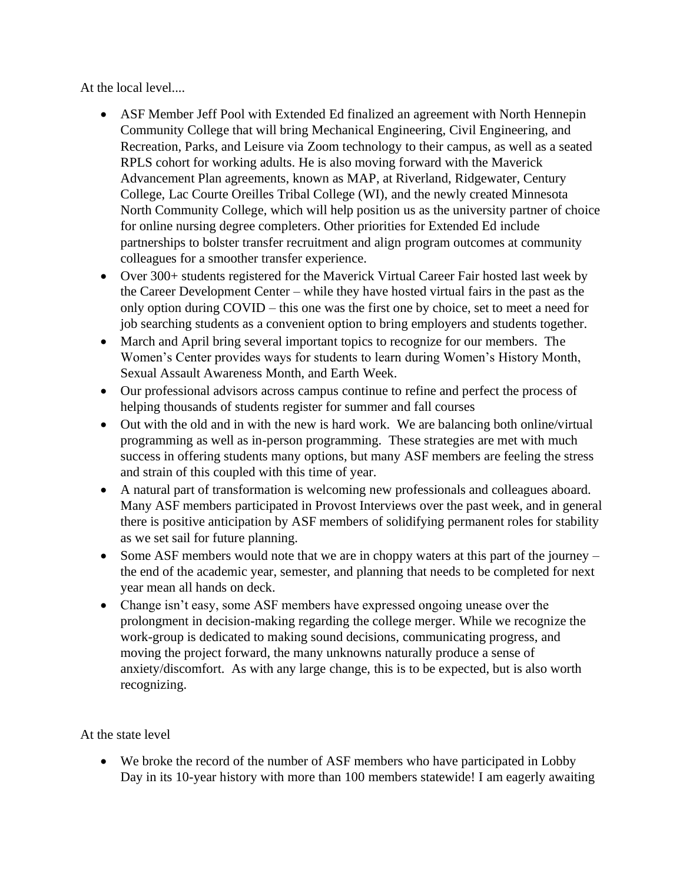At the local level....

- ASF Member Jeff Pool with Extended Ed finalized an agreement with North Hennepin Community College that will bring Mechanical Engineering, Civil Engineering, and Recreation, Parks, and Leisure via Zoom technology to their campus, as well as a seated RPLS cohort for working adults. He is also moving forward with the Maverick Advancement Plan agreements, known as MAP, at Riverland, Ridgewater, Century College, Lac Courte Oreilles Tribal College (WI), and the newly created Minnesota North Community College, which will help position us as the university partner of choice for online nursing degree completers. Other priorities for Extended Ed include partnerships to bolster transfer recruitment and align program outcomes at community colleagues for a smoother transfer experience.
- Over 300+ students registered for the Maverick Virtual Career Fair hosted last week by the Career Development Center – while they have hosted virtual fairs in the past as the only option during COVID – this one was the first one by choice, set to meet a need for job searching students as a convenient option to bring employers and students together.
- March and April bring several important topics to recognize for our members. The Women's Center provides ways for students to learn during Women's History Month, Sexual Assault Awareness Month, and Earth Week.
- Our professional advisors across campus continue to refine and perfect the process of helping thousands of students register for summer and fall courses
- Out with the old and in with the new is hard work. We are balancing both online/virtual programming as well as in-person programming. These strategies are met with much success in offering students many options, but many ASF members are feeling the stress and strain of this coupled with this time of year.
- A natural part of transformation is welcoming new professionals and colleagues aboard. Many ASF members participated in Provost Interviews over the past week, and in general there is positive anticipation by ASF members of solidifying permanent roles for stability as we set sail for future planning.
- Some ASF members would note that we are in choppy waters at this part of the journey – the end of the academic year, semester, and planning that needs to be completed for next year mean all hands on deck.
- Change isn't easy, some ASF members have expressed ongoing unease over the prolongment in decision-making regarding the college merger. While we recognize the work-group is dedicated to making sound decisions, communicating progress, and moving the project forward, the many unknowns naturally produce a sense of anxiety/discomfort. As with any large change, this is to be expected, but is also worth recognizing.

At the state level

- We broke the record of the number of ASF members who have participated in Lobby Day in its 10-year history with more than 100 members statewide! I am eagerly awaiting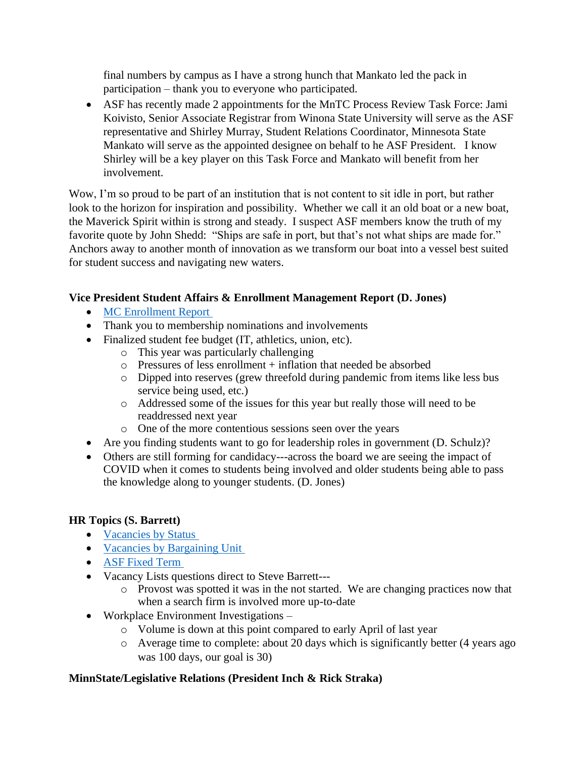final numbers by campus as I have a strong hunch that Mankato led the pack in participation – thank you to everyone who participated.

- ASF has recently made 2 appointments for the MnTC Process Review Task Force: Jami Koivisto, Senior Associate Registrar from Winona State University will serve as the ASF representative and Shirley Murray, Student Relations Coordinator, Minnesota State Mankato will serve as the appointed designee on behalf to he ASF President. I know Shirley will be a key player on this Task Force and Mankato will benefit from her involvement.

Wow, I'm so proud to be part of an institution that is not content to sit idle in port, but rather look to the horizon for inspiration and possibility. Whether we call it an old boat or a new boat, the Maverick Spirit within is strong and steady. I suspect ASF members know the truth of my favorite quote by John Shedd: "Ships are safe in port, but that's not what ships are made for." Anchors away to another month of innovation as we transform our boat into a vessel best suited for student success and navigating new waters.

**Vice President Student Affairs & Enrollment Management Report (D. Jones)**

- MC Enrollment Report
- Thank you to membership nominations and involvements
- Finalized student fee budget (IT, athletics, union, etc).
  - This year was particularly challenging
  - Pressures of less enrollment + inflation that needed be absorbed
  - Dipped into reserves (grew threefold during pandemic from items like less bus service being used, etc.)
  - Addressed some of the issues for this year but really those will need to be readdressed next year
  - One of the more contentious sessions seen over the years
- Are you finding students want to go for leadership roles in government (D. Schulz)?
- Others are still forming for candidacy---across the board we are seeing the impact of COVID when it comes to students being involved and older students being able to pass the knowledge along to younger students. (D. Jones)

**HR Topics (S. Barrett)**

- Vacancies by Status
- Vacancies by Bargaining Unit
- ASF Fixed Term
- Vacancy Lists questions direct to Steve Barrett---
  - Provost was spotted it was in the not started. We are changing practices now that when a search firm is involved more up-to-date
- Workplace Environment Investigations –
  - Volume is down at this point compared to early April of last year
  - Average time to complete: about 20 days which is significantly better (4 years ago was 100 days, our goal is 30)

**MinnState/Legislative Relations (President Inch & Rick Straka)**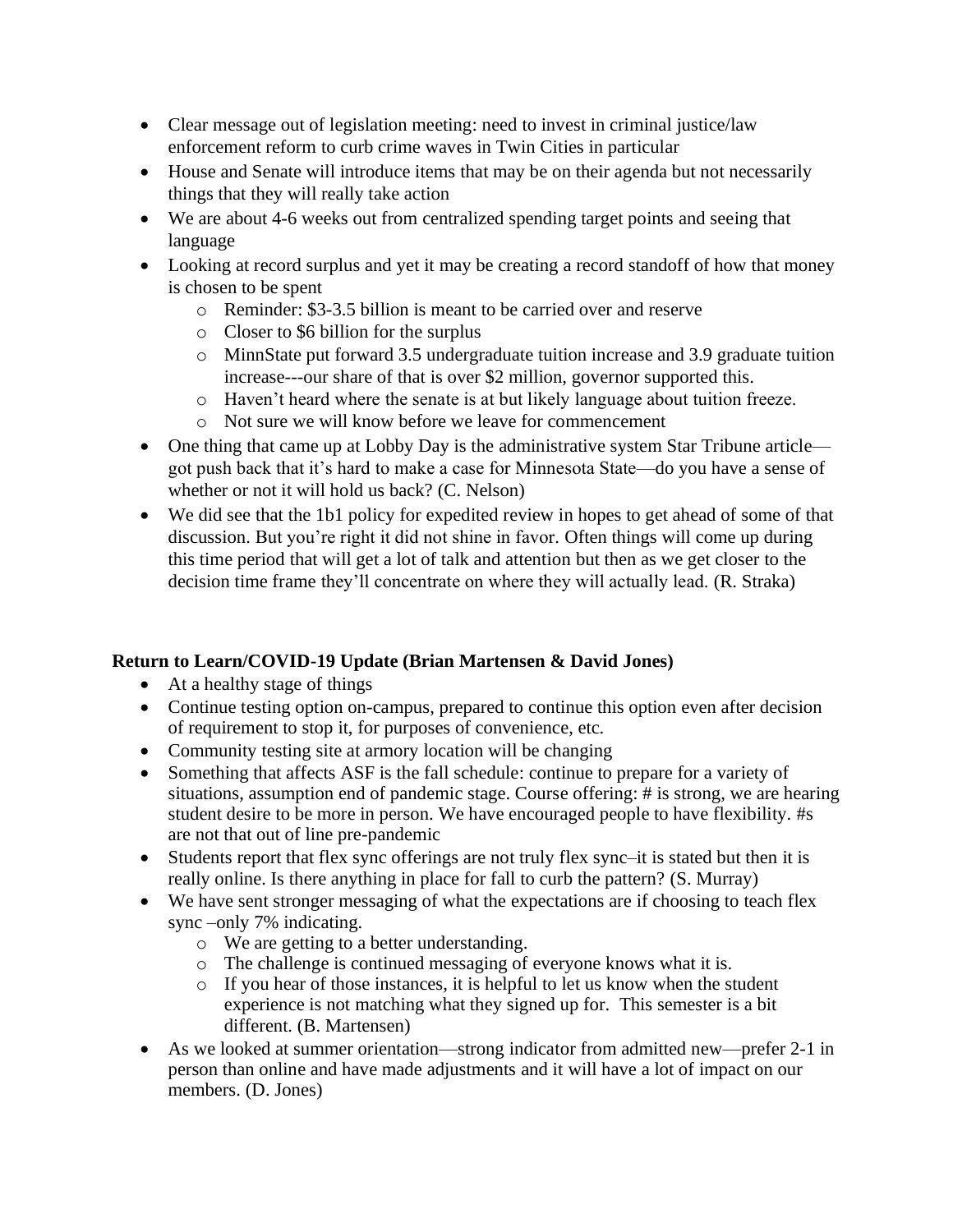- Clear message out of legislation meeting: need to invest in criminal justice/law enforcement reform to curb crime waves in Twin Cities in particular
- House and Senate will introduce items that may be on their agenda but not necessarily things that they will really take action
- We are about 4-6 weeks out from centralized spending target points and seeing that language
- Looking at record surplus and yet it may be creating a record standoff of how that money is chosen to be spent
  - Reminder: $3-3.5 billion is meant to be carried over and reserve
  - Closer to $6 billion for the surplus
  - MinnState put forward 3.5 undergraduate tuition increase and 3.9 graduate tuition increase---our share of that is over $2 million, governor supported this.
  - Haven't heard where the senate is at but likely language about tuition freeze.
  - Not sure we will know before we leave for commencement
- One thing that came up at Lobby Day is the administrative system Star Tribune article—got push back that it's hard to make a case for Minnesota State—do you have a sense of whether or not it will hold us back? (C. Nelson)
- We did see that the 1b1 policy for expedited review in hopes to get ahead of some of that discussion. But you're right it did not shine in favor. Often things will come up during this time period that will get a lot of talk and attention but then as we get closer to the decision time frame they'll concentrate on where they will actually lead. (R. Straka)

**Return to Learn/COVID-19 Update (Brian Martensen & David Jones)**

- At a healthy stage of things
- Continue testing option on-campus, prepared to continue this option even after decision of requirement to stop it, for purposes of convenience, etc.
- Community testing site at armory location will be changing
- Something that affects ASF is the fall schedule: continue to prepare for a variety of situations, assumption end of pandemic stage. Course offering: # is strong, we are hearing student desire to be more in person. We have encouraged people to have flexibility. #s are not that out of line pre-pandemic
- Students report that flex sync offerings are not truly flex sync–it is stated but then it is really online. Is there anything in place for fall to curb the pattern? (S. Murray)
- We have sent stronger messaging of what the expectations are if choosing to teach flex sync –only 7% indicating.
  - We are getting to a better understanding.
  - The challenge is continued messaging of everyone knows what it is.
  - If you hear of those instances, it is helpful to let us know when the student experience is not matching what they signed up for. This semester is a bit different. (B. Martensen)
- As we looked at summer orientation—strong indicator from admitted new—prefer 2-1 in person than online and have made adjustments and it will have a lot of impact on our members. (D. Jones)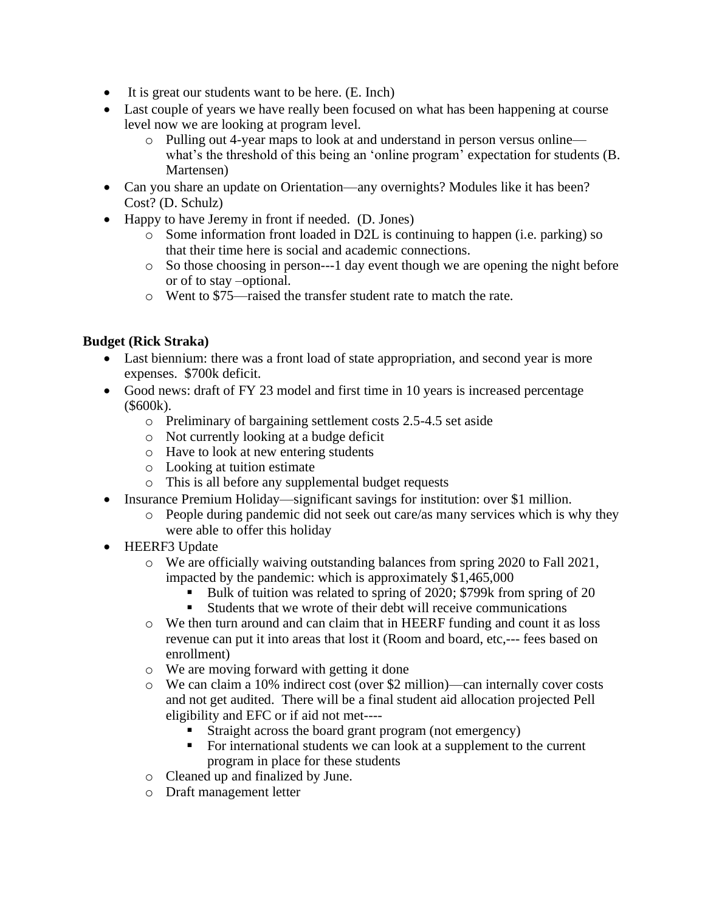- It is great our students want to be here. (E. Inch)
- Last couple of years we have really been focused on what has been happening at course level now we are looking at program level.
  - Pulling out 4-year maps to look at and understand in person versus online—what's the threshold of this being an 'online program' expectation for students (B. Martensen)
- Can you share an update on Orientation—any overnights? Modules like it has been? Cost? (D. Schulz)
- Happy to have Jeremy in front if needed. (D. Jones)
  - Some information front loaded in D2L is continuing to happen (i.e. parking) so that their time here is social and academic connections.
  - So those choosing in person---1 day event though we are opening the night before or of to stay –optional.
  - Went to $75—raised the transfer student rate to match the rate.

**Budget (Rick Straka)**

- Last biennium: there was a front load of state appropriation, and second year is more expenses. $700k deficit.
- Good news: draft of FY 23 model and first time in 10 years is increased percentage ($600k).
  - Preliminary of bargaining settlement costs 2.5-4.5 set aside
  - Not currently looking at a budge deficit
  - Have to look at new entering students
  - Looking at tuition estimate
  - This is all before any supplemental budget requests
- Insurance Premium Holiday—significant savings for institution: over $1 million.
  - People during pandemic did not seek out care/as many services which is why they were able to offer this holiday
- HEERF3 Update
  - We are officially waiving outstanding balances from spring 2020 to Fall 2021, impacted by the pandemic: which is approximately $1,465,000
    - Bulk of tuition was related to spring of 2020; $799k from spring of 20
    - Students that we wrote of their debt will receive communications
  - We then turn around and can claim that in HEERF funding and count it as loss revenue can put it into areas that lost it (Room and board, etc,--- fees based on enrollment)
  - We are moving forward with getting it done
  - We can claim a 10% indirect cost (over $2 million)—can internally cover costs and not get audited. There will be a final student aid allocation projected Pell eligibility and EFC or if aid not met----
    - Straight across the board grant program (not emergency)
    - For international students we can look at a supplement to the current program in place for these students
  - Cleaned up and finalized by June.
  - Draft management letter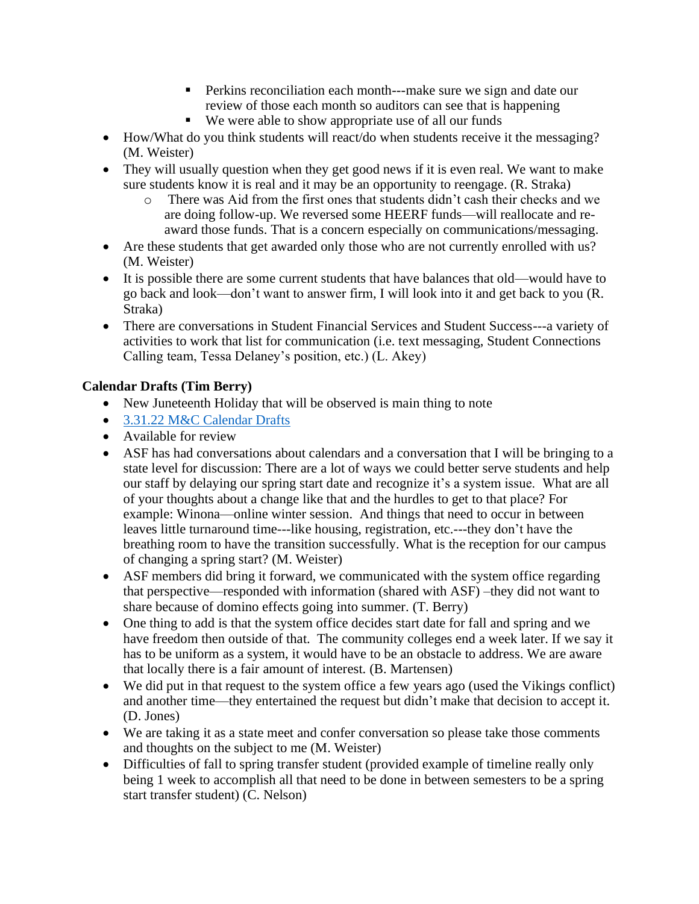- Perkins reconciliation each month---make sure we sign and date our review of those each month so auditors can see that is happening
        - We were able to show appropriate use of all our funds
- How/What do you think students will react/do when students receive it the messaging? (M. Weister)
- They will usually question when they get good news if it is even real. We want to make sure students know it is real and it may be an opportunity to reengage. (R. Straka)
    - There was Aid from the first ones that students didn't cash their checks and we are doing follow-up. We reversed some HEERF funds—will reallocate and re-award those funds. That is a concern especially on communications/messaging.
- Are these students that get awarded only those who are not currently enrolled with us? (M. Weister)
- It is possible there are some current students that have balances that old—would have to go back and look—don't want to answer firm, I will look into it and get back to you (R. Straka)
- There are conversations in Student Financial Services and Student Success---a variety of activities to work that list for communication (i.e. text messaging, Student Connections Calling team, Tessa Delaney's position, etc.) (L. Akey)

**Calendar Drafts (Tim Berry)**

- New Juneteenth Holiday that will be observed is main thing to note
- 3.31.22 M&C Calendar Drafts
- Available for review
- ASF has had conversations about calendars and a conversation that I will be bringing to a state level for discussion: There are a lot of ways we could better serve students and help our staff by delaying our spring start date and recognize it's a system issue. What are all of your thoughts about a change like that and the hurdles to get to that place? For example: Winona—online winter session. And things that need to occur in between leaves little turnaround time---like housing, registration, etc.---they don't have the breathing room to have the transition successfully. What is the reception for our campus of changing a spring start? (M. Weister)
- ASF members did bring it forward, we communicated with the system office regarding that perspective—responded with information (shared with ASF) –they did not want to share because of domino effects going into summer. (T. Berry)
- One thing to add is that the system office decides start date for fall and spring and we have freedom then outside of that. The community colleges end a week later. If we say it has to be uniform as a system, it would have to be an obstacle to address. We are aware that locally there is a fair amount of interest. (B. Martensen)
- We did put in that request to the system office a few years ago (used the Vikings conflict) and another time—they entertained the request but didn't make that decision to accept it. (D. Jones)
- We are taking it as a state meet and confer conversation so please take those comments and thoughts on the subject to me (M. Weister)
- Difficulties of fall to spring transfer student (provided example of timeline really only being 1 week to accomplish all that need to be done in between semesters to be a spring start transfer student) (C. Nelson)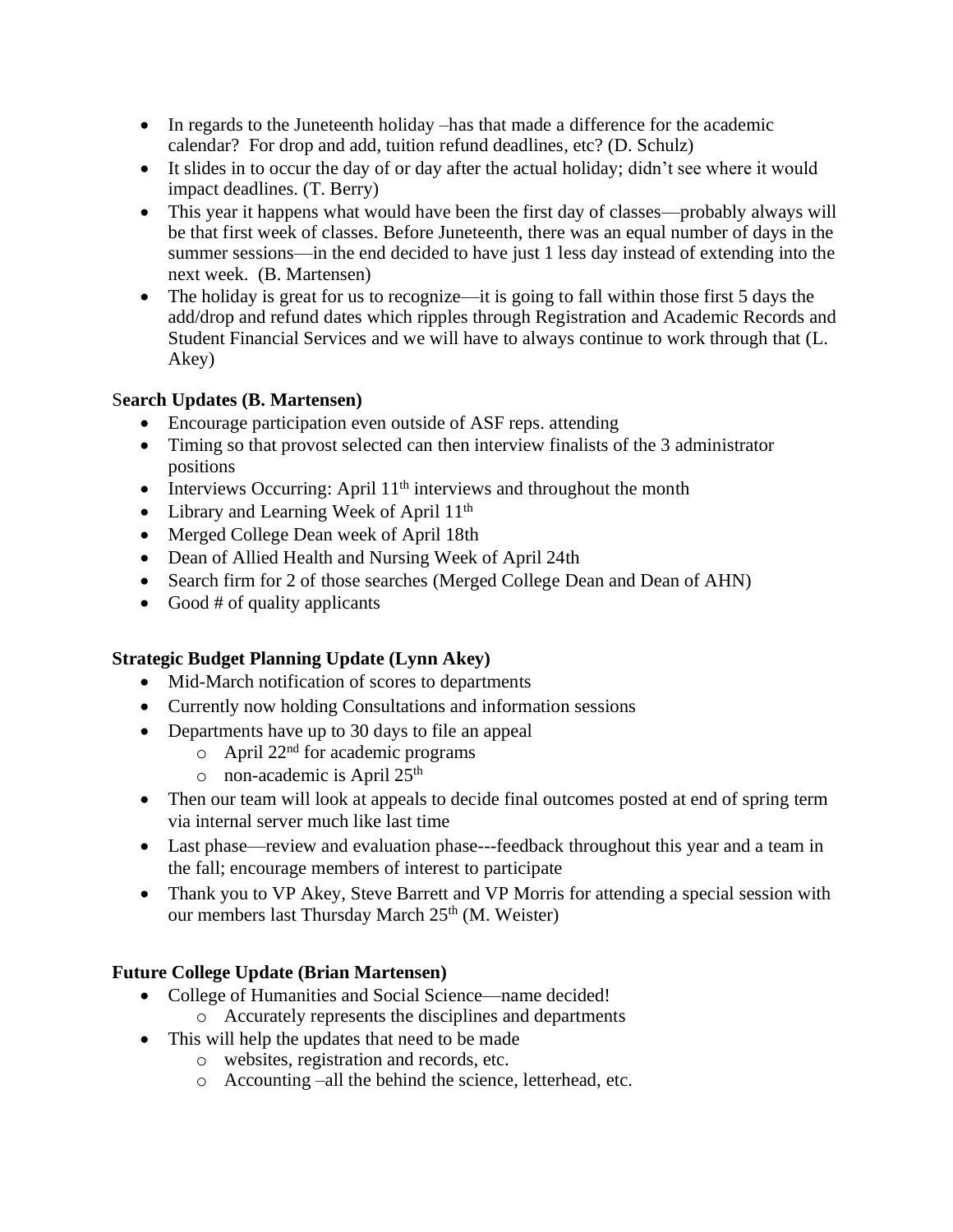- In regards to the Juneteenth holiday –has that made a difference for the academic calendar? For drop and add, tuition refund deadlines, etc? (D. Schulz)
- It slides in to occur the day of or day after the actual holiday; didn't see where it would impact deadlines. (T. Berry)
- This year it happens what would have been the first day of classes—probably always will be that first week of classes. Before Juneteenth, there was an equal number of days in the summer sessions—in the end decided to have just 1 less day instead of extending into the next week. (B. Martensen)
- The holiday is great for us to recognize—it is going to fall within those first 5 days the add/drop and refund dates which ripples through Registration and Academic Records and Student Financial Services and we will have to always continue to work through that (L. Akey)

**Search Updates (B. Martensen)**

- Encourage participation even outside of ASF reps. attending
- Timing so that provost selected can then interview finalists of the 3 administrator positions
- Interviews Occurring: April 11th interviews and throughout the month
- Library and Learning Week of April 11th
- Merged College Dean week of April 18th
- Dean of Allied Health and Nursing Week of April 24th
- Search firm for 2 of those searches (Merged College Dean and Dean of AHN)
- Good # of quality applicants

**Strategic Budget Planning Update (Lynn Akey)**

- Mid-March notification of scores to departments
- Currently now holding Consultations and information sessions
- Departments have up to 30 days to file an appeal
    - April 22nd for academic programs
    - non-academic is April 25th
- Then our team will look at appeals to decide final outcomes posted at end of spring term via internal server much like last time
- Last phase—review and evaluation phase---feedback throughout this year and a team in the fall; encourage members of interest to participate
- Thank you to VP Akey, Steve Barrett and VP Morris for attending a special session with our members last Thursday March 25th (M. Weister)

**Future College Update (Brian Martensen)**

- College of Humanities and Social Science—name decided!
    - Accurately represents the disciplines and departments
- This will help the updates that need to be made
    - websites, registration and records, etc.
    - Accounting –all the behind the science, letterhead, etc.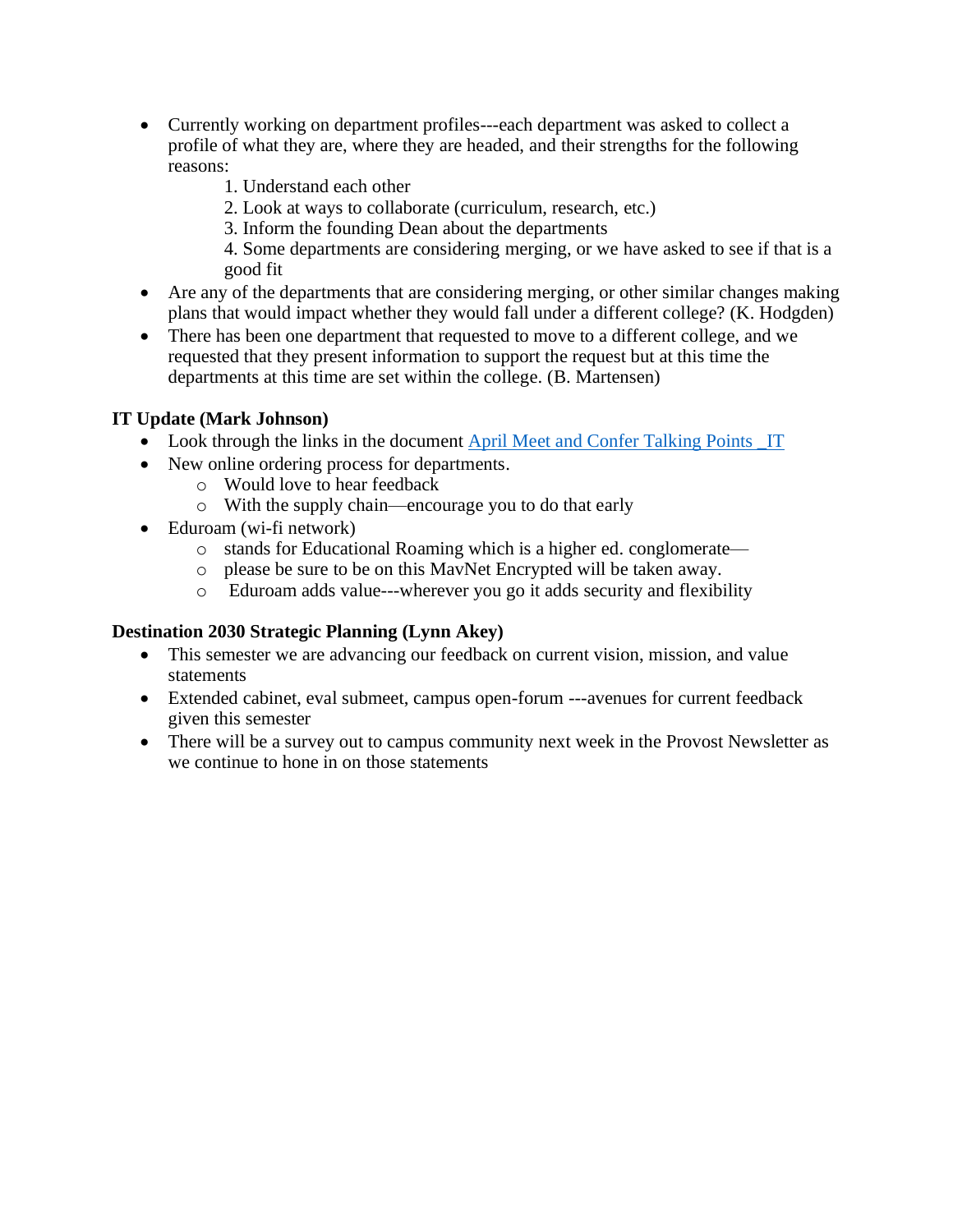- Currently working on department profiles---each department was asked to collect a profile of what they are, where they are headed, and their strengths for the following reasons:
    1. Understand each other
    2. Look at ways to collaborate (curriculum, research, etc.)
    3. Inform the founding Dean about the departments
    4. Some departments are considering merging, or we have asked to see if that is a good fit
- Are any of the departments that are considering merging, or other similar changes making plans that would impact whether they would fall under a different college? (K. Hodgden)
- There has been one department that requested to move to a different college, and we requested that they present information to support the request but at this time the departments at this time are set within the college. (B. Martensen)

**IT Update (Mark Johnson)**

- Look through the links in the document April Meet and Confer Talking Points _IT
- New online ordering process for departments.
    - Would love to hear feedback
    - With the supply chain—encourage you to do that early
- Eduroam (wi-fi network)
    - stands for Educational Roaming which is a higher ed. conglomerate—
    - please be sure to be on this MavNet Encrypted will be taken away.
    - Eduroam adds value---wherever you go it adds security and flexibility

**Destination 2030 Strategic Planning (Lynn Akey)**

- This semester we are advancing our feedback on current vision, mission, and value statements
- Extended cabinet, eval submeet, campus open-forum ---avenues for current feedback given this semester
- There will be a survey out to campus community next week in the Provost Newsletter as we continue to hone in on those statements